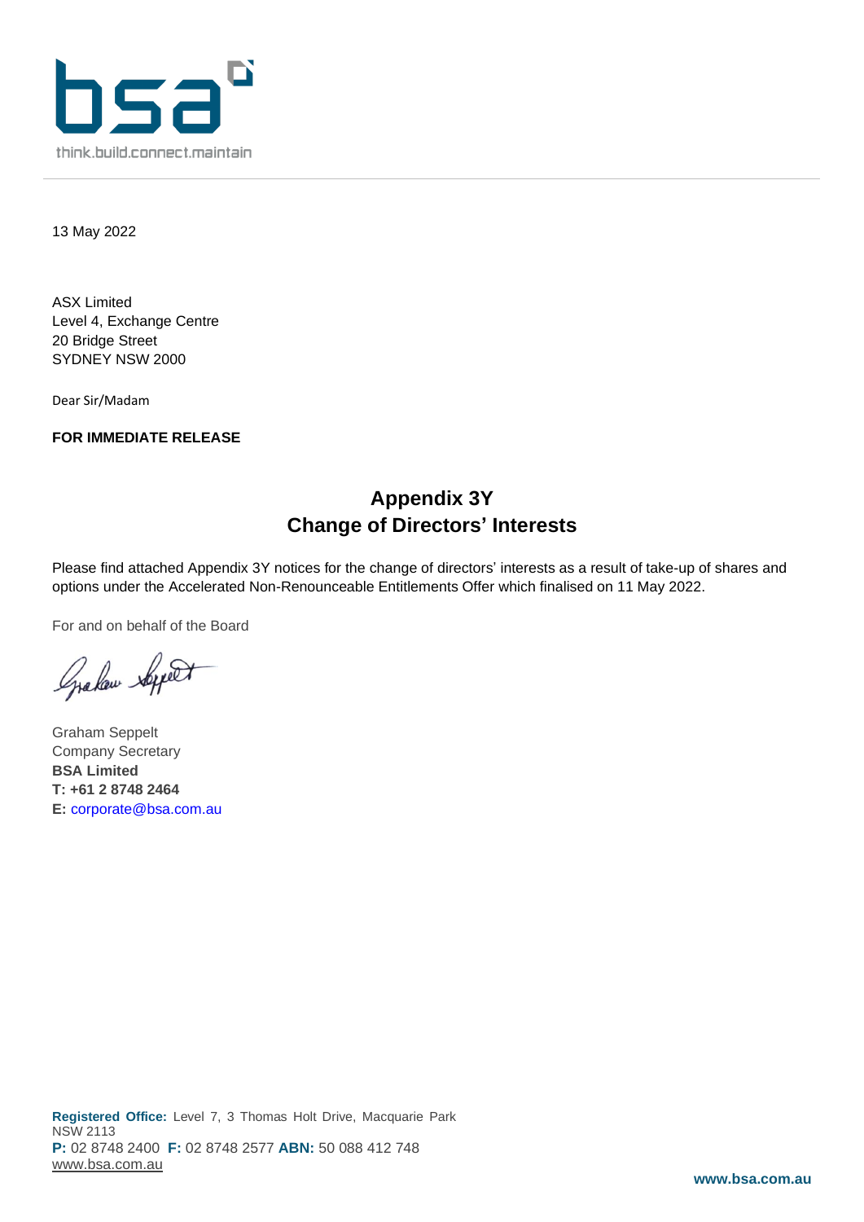bsa

think.build.connect.maintain

13 May 2022

ASX Limited
Level 4, Exchange Centre
20 Bridge Street
SYDNEY NSW 2000

Dear Sir/Madam

**FOR IMMEDIATE RELEASE**

## Appendix 3Y
## Change of Directors' Interests

Please find attached Appendix 3Y notices for the change of directors' interests as a result of take-up of shares and options under the Accelerated Non-Renounceable Entitlements Offer which finalised on 11 May 2022.

For and on behalf of the Board

Graham Seppelt
Company Secretary
**BSA Limited**
**T: +61 2 8748 2464**
**E:** corporate@bsa.com.au

**Registered Office:** Level 7, 3 Thomas Holt Drive, Macquarie Park NSW 2113
**P:** 02 8748 2400 **F:** 02 8748 2577 **ABN:** 50 088 412 748
www.bsa.com.au

**www.bsa.com.au**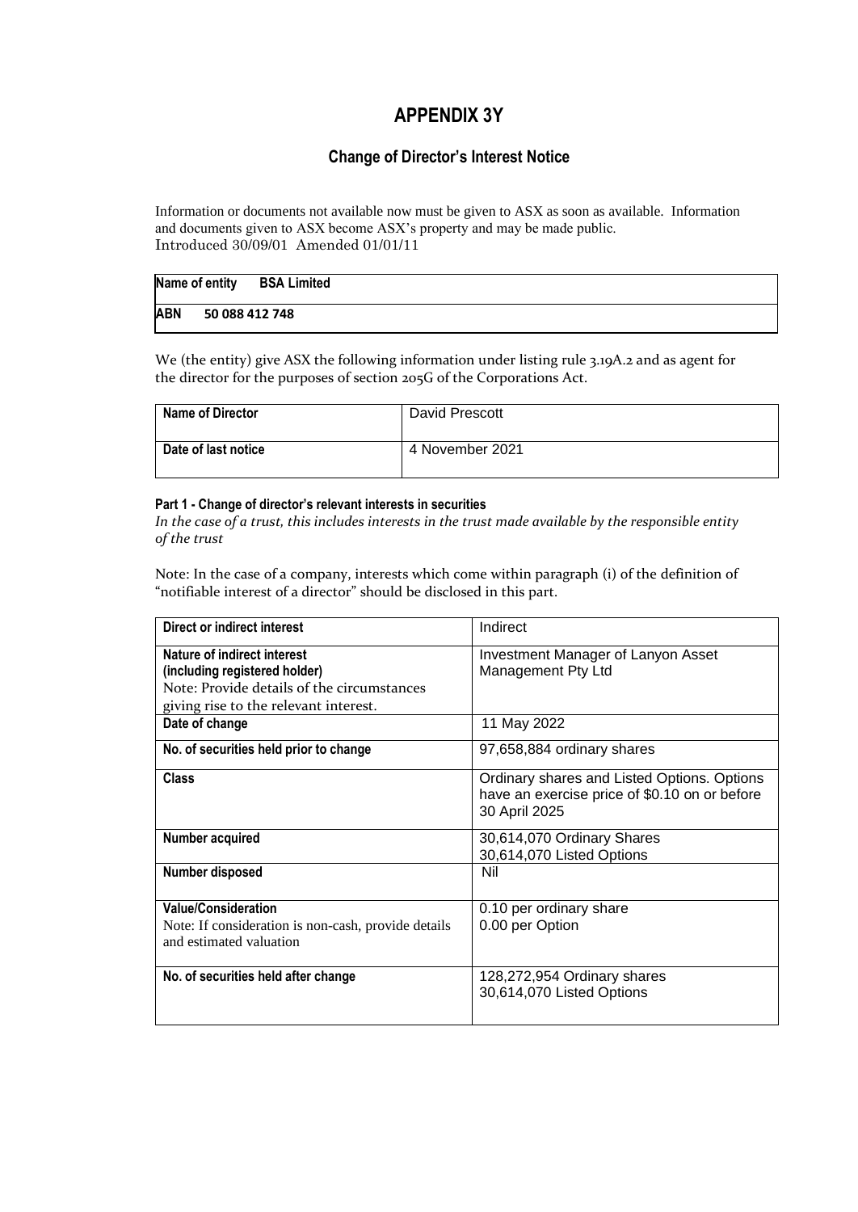# APPENDIX 3Y

## Change of Director's Interest Notice

Information or documents not available now must be given to ASX as soon as available. Information and documents given to ASX become ASX's property and may be made public.
Introduced 30/09/01 Amended 01/01/11

| **Name of entity** **BSA Limited** |
|---|
| **ABN 50 088 412 748** |

We (the entity) give ASX the following information under listing rule 3.19A.2 and as agent for the director for the purposes of section 205G of the Corporations Act.

| **Name of Director** | David Prescott |
|---|---|
| **Date of last notice** | 4 November 2021 |

#### Part 1 - Change of director's relevant interests in securities

*In the case of a trust, this includes interests in the trust made available by the responsible entity of the trust*

Note: In the case of a company, interests which come within paragraph (i) of the definition of "notifiable interest of a director" should be disclosed in this part.

| **Direct or indirect interest** | Indirect |
|---|---|
| **Nature of indirect interest (including registered holder)** Note: Provide details of the circumstances giving rise to the relevant interest. | Investment Manager of Lanyon Asset Management Pty Ltd |
| **Date of change** | 11 May 2022 |
| **No. of securities held prior to change** | 97,658,884 ordinary shares |
| **Class** | Ordinary shares and Listed Options. Options have an exercise price of $0.10 on or before 30 April 2025 |
| **Number acquired** | 30,614,070 Ordinary Shares<br>30,614,070 Listed Options |
| **Number disposed** | Nil |
| **Value/Consideration** Note: If consideration is non-cash, provide details and estimated valuation | 0.10 per ordinary share<br>0.00 per Option |
| **No. of securities held after change** | 128,272,954 Ordinary shares<br>30,614,070 Listed Options |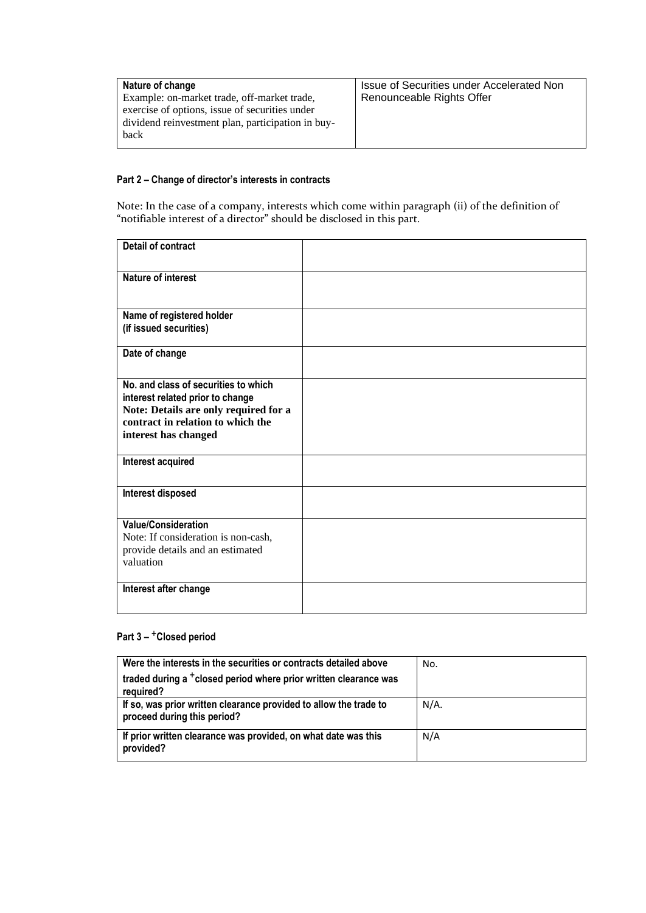| **Nature of change**<br>Example: on-market trade, off-market trade, exercise of options, issue of securities under dividend reinvestment plan, participation in buy-back | Issue of Securities under Accelerated Non Renounceable Rights Offer |
|---|---|

#### Part 2 – Change of director's interests in contracts

Note: In the case of a company, interests which come within paragraph (ii) of the definition of "notifiable interest of a director" should be disclosed in this part.

| **Detail of contract** | |
|---|---|
| **Nature of interest** | |
| **Name of registered holder (if issued securities)** | |
| **Date of change** | |
| **No. and class of securities to which interest related prior to change**<br>**Note: Details are only required for a contract in relation to which the interest has changed** | |
| **Interest acquired** | |
| **Interest disposed** | |
| **Value/Consideration**<br>Note: If consideration is non-cash, provide details and an estimated valuation | |
| **Interest after change** | |

#### Part 3 – +Closed period

| **Were the interests in the securities or contracts detailed above traded during a +closed period where prior written clearance was required?** | No. |
|---|---|
| **If so, was prior written clearance provided to allow the trade to proceed during this period?** | N/A. |
| **If prior written clearance was provided, on what date was this provided?** | N/A |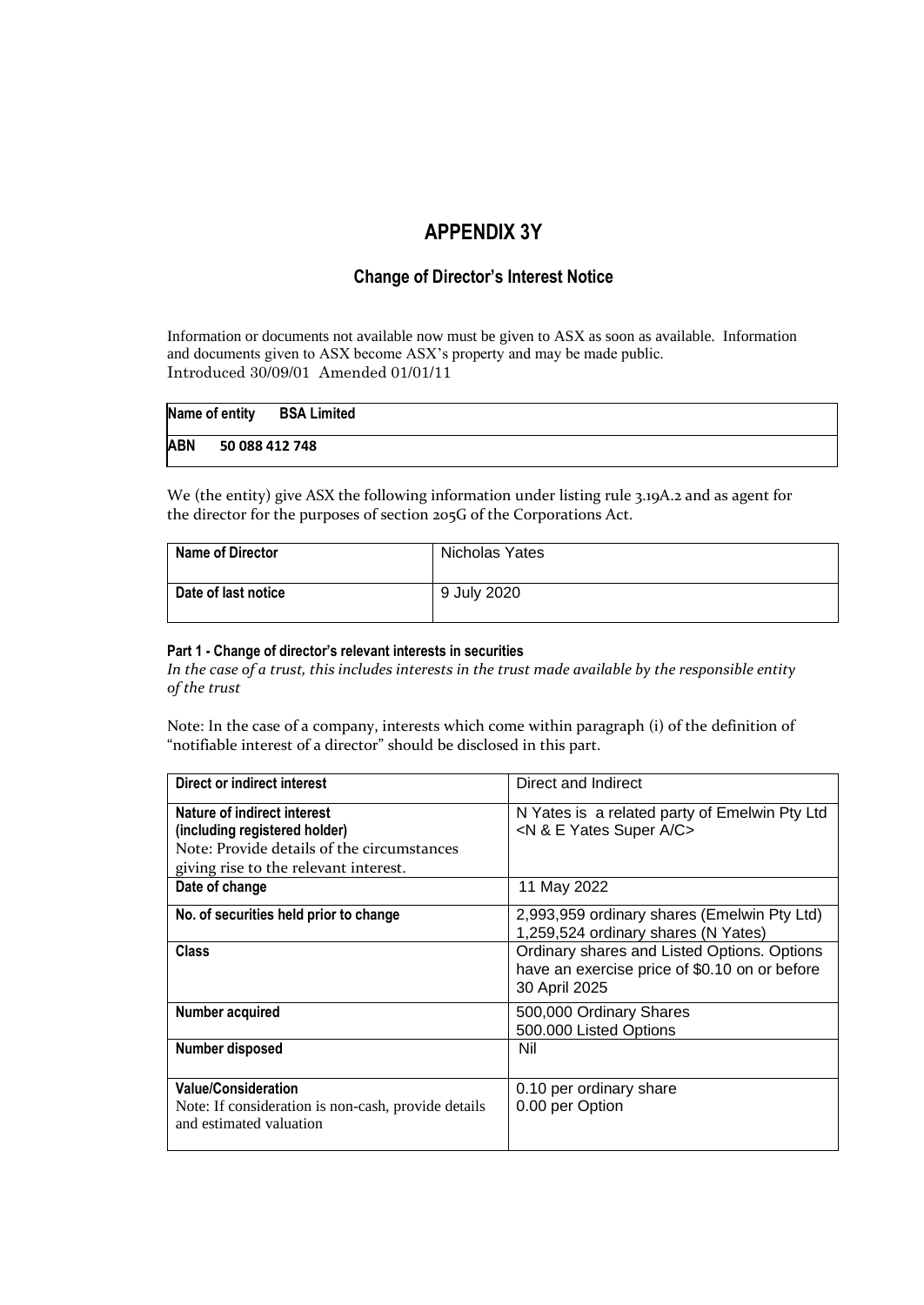# APPENDIX 3Y

## Change of Director's Interest Notice

Information or documents not available now must be given to ASX as soon as available. Information and documents given to ASX become ASX's property and may be made public.
Introduced 30/09/01 Amended 01/01/11

| **Name of entity** **BSA Limited** |
|---|
| **ABN** **50 088 412 748** |

We (the entity) give ASX the following information under listing rule 3.19A.2 and as agent for the director for the purposes of section 205G of the Corporations Act.

| **Name of Director** | Nicholas Yates |
|---|---|
| **Date of last notice** | 9 July 2020 |

**Part 1 - Change of director's relevant interests in securities**
*In the case of a trust, this includes interests in the trust made available by the responsible entity of the trust*

Note: In the case of a company, interests which come within paragraph (i) of the definition of "notifiable interest of a director" should be disclosed in this part.

| **Direct or indirect interest** | Direct and Indirect |
|---|---|
| **Nature of indirect interest (including registered holder)** Note: Provide details of the circumstances giving rise to the relevant interest. | N Yates is a related party of Emelwin Pty Ltd <N & E Yates Super A/C> |
| **Date of change** | 11 May 2022 |
| **No. of securities held prior to change** | 2,993,959 ordinary shares (Emelwin Pty Ltd)<br>1,259,524 ordinary shares (N Yates) |
| **Class** | Ordinary shares and Listed Options. Options have an exercise price of $0.10 on or before 30 April 2025 |
| **Number acquired** | 500,000 Ordinary Shares<br>500.000 Listed Options |
| **Number disposed** | Nil |
| **Value/Consideration** Note: If consideration is non-cash, provide details and estimated valuation | 0.10 per ordinary share<br>0.00 per Option |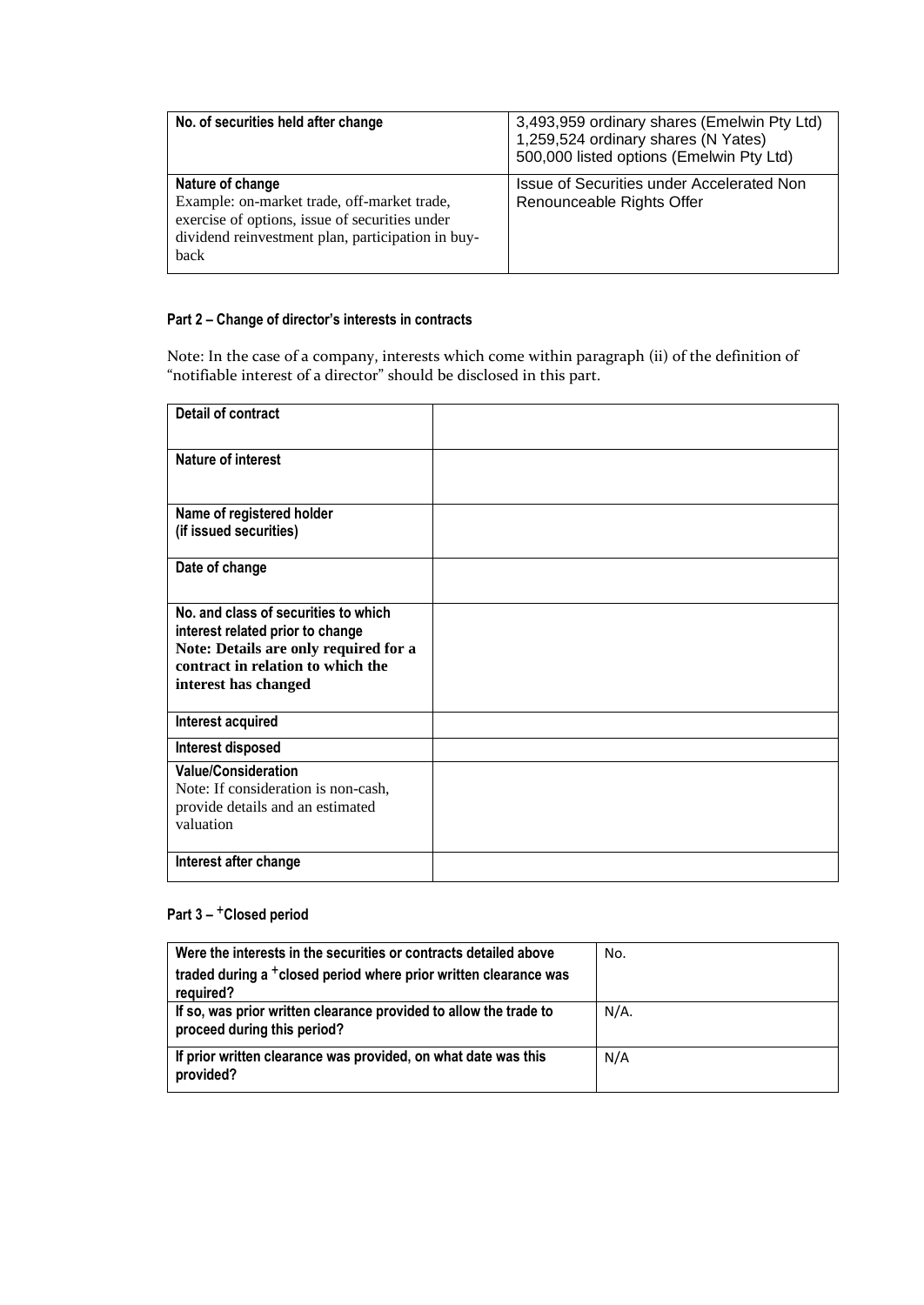| | |
|---|---|
| **No. of securities held after change** | 3,493,959 ordinary shares (Emelwin Pty Ltd)<br>1,259,524 ordinary shares (N Yates)<br>500,000 listed options (Emelwin Pty Ltd) |
| **Nature of change**<br>Example: on-market trade, off-market trade, exercise of options, issue of securities under dividend reinvestment plan, participation in buy-back | Issue of Securities under Accelerated Non Renounceable Rights Offer |

#### Part 2 – Change of director's interests in contracts

Note: In the case of a company, interests which come within paragraph (ii) of the definition of "notifiable interest of a director" should be disclosed in this part.

| | |
|---|---|
| **Detail of contract** | |
| **Nature of interest** | |
| **Name of registered holder (if issued securities)** | |
| **Date of change** | |
| **No. and class of securities to which interest related prior to change**<br>**Note: Details are only required for a contract in relation to which the interest has changed** | |
| **Interest acquired** | |
| **Interest disposed** | |
| **Value/Consideration**<br>Note: If consideration is non-cash, provide details and an estimated valuation | |
| **Interest after change** | |

#### Part 3 – +Closed period

| | |
|---|---|
| **Were the interests in the securities or contracts detailed above traded during a +closed period where prior written clearance was required?** | No. |
| **If so, was prior written clearance provided to allow the trade to proceed during this period?** | N/A. |
| **If prior written clearance was provided, on what date was this provided?** | N/A |